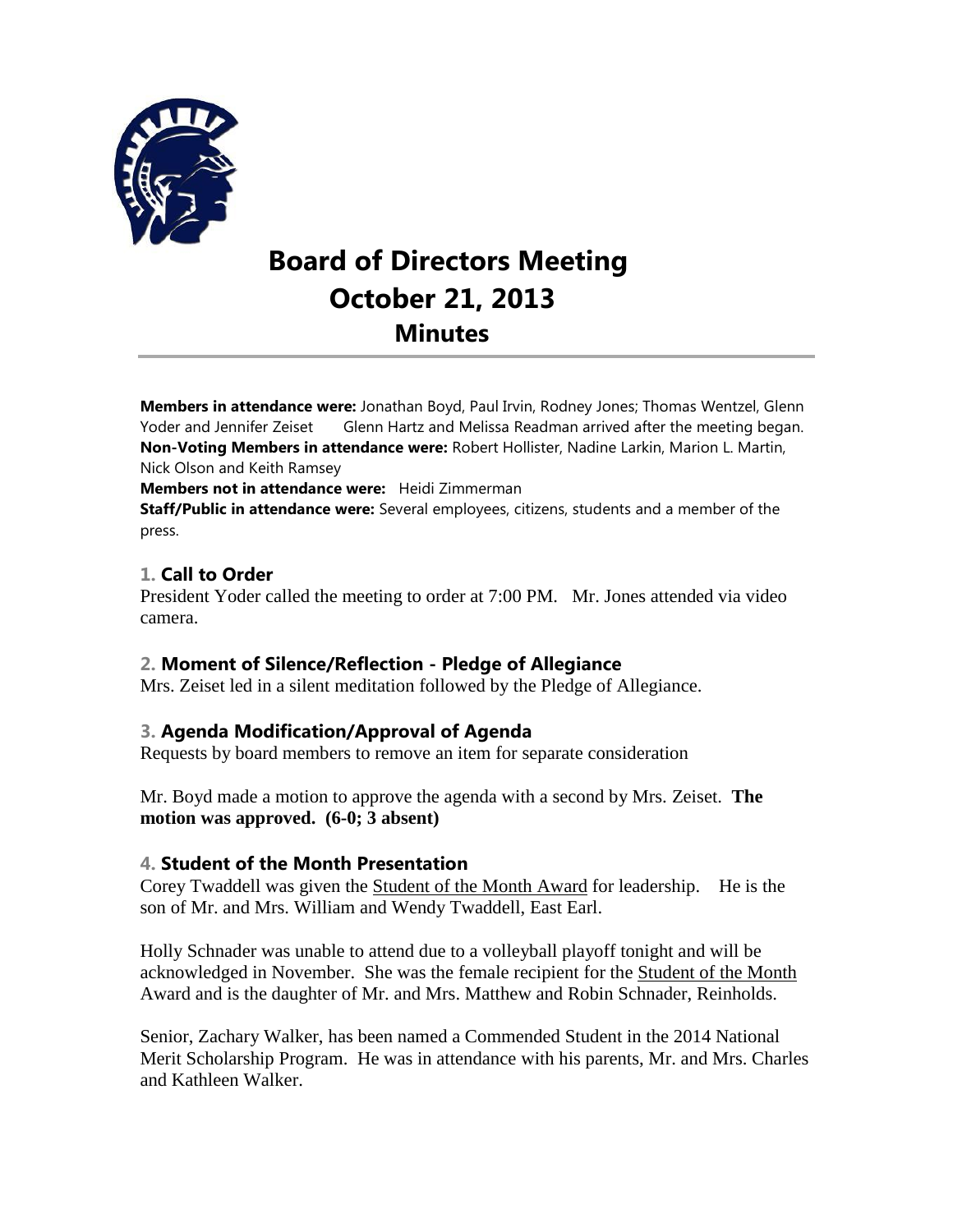# Board of Directors Meeting
# October 21, 2013
## Minutes

**Members in attendance were:** Jonathan Boyd, Paul Irvin, Rodney Jones; Thomas Wentzel, Glenn Yoder and Jennifer Zeiset Glenn Hartz and Melissa Readman arrived after the meeting began.
**Non-Voting Members in attendance were:** Robert Hollister, Nadine Larkin, Marion L. Martin, Nick Olson and Keith Ramsey
**Members not in attendance were:** Heidi Zimmerman
**Staff/Public in attendance were:** Several employees, citizens, students and a member of the press.

### 1. Call to Order

President Yoder called the meeting to order at 7:00 PM. Mr. Jones attended via video camera.

### 2. Moment of Silence/Reflection - Pledge of Allegiance

Mrs. Zeiset led in a silent meditation followed by the Pledge of Allegiance.

### 3. Agenda Modification/Approval of Agenda

Requests by board members to remove an item for separate consideration

Mr. Boyd made a motion to approve the agenda with a second by Mrs. Zeiset. **The motion was approved. (6-0; 3 absent)**

### 4. Student of the Month Presentation

Corey Twaddell was given the Student of the Month Award for leadership. He is the son of Mr. and Mrs. William and Wendy Twaddell, East Earl.

Holly Schnader was unable to attend due to a volleyball playoff tonight and will be acknowledged in November. She was the female recipient for the Student of the Month Award and is the daughter of Mr. and Mrs. Matthew and Robin Schnader, Reinholds.

Senior, Zachary Walker, has been named a Commended Student in the 2014 National Merit Scholarship Program. He was in attendance with his parents, Mr. and Mrs. Charles and Kathleen Walker.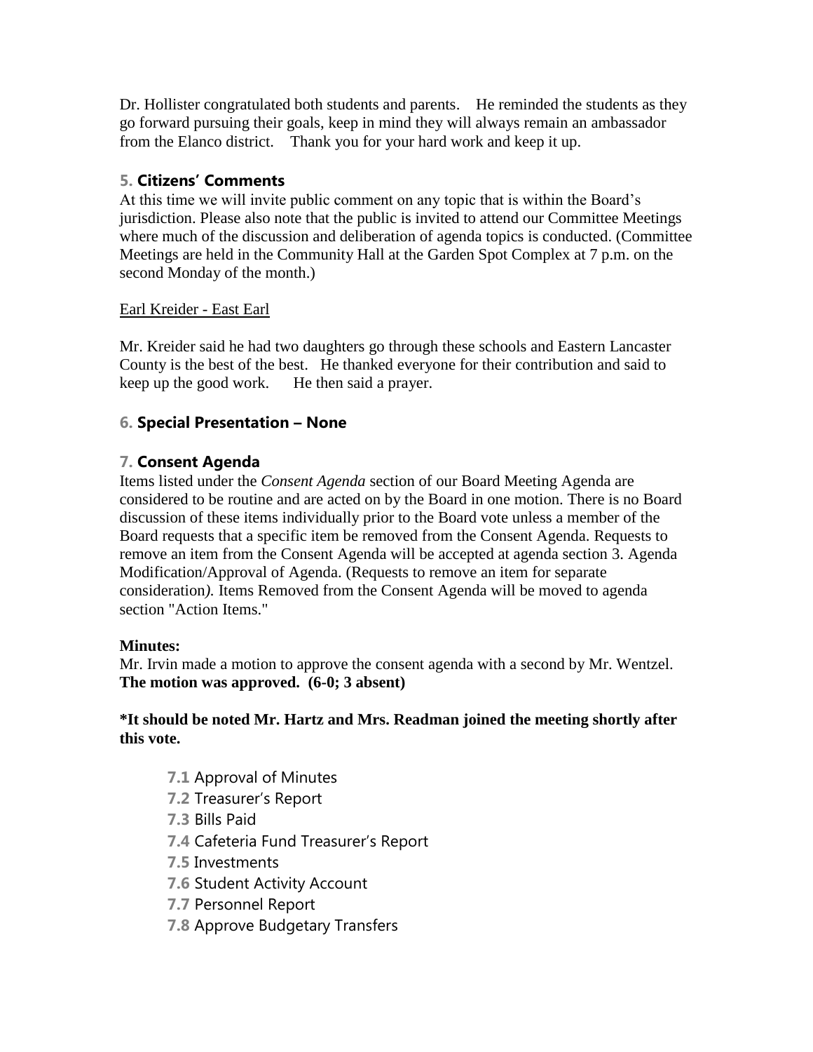Dr. Hollister congratulated both students and parents. He reminded the students as they go forward pursuing their goals, keep in mind they will always remain an ambassador from the Elanco district. Thank you for your hard work and keep it up.

## 5. Citizens' Comments

At this time we will invite public comment on any topic that is within the Board's jurisdiction. Please also note that the public is invited to attend our Committee Meetings where much of the discussion and deliberation of agenda topics is conducted. (Committee Meetings are held in the Community Hall at the Garden Spot Complex at 7 p.m. on the second Monday of the month.)

Earl Kreider - East Earl

Mr. Kreider said he had two daughters go through these schools and Eastern Lancaster County is the best of the best. He thanked everyone for their contribution and said to keep up the good work. He then said a prayer.

## 6. Special Presentation – None

## 7. Consent Agenda

Items listed under the *Consent Agenda* section of our Board Meeting Agenda are considered to be routine and are acted on by the Board in one motion. There is no Board discussion of these items individually prior to the Board vote unless a member of the Board requests that a specific item be removed from the Consent Agenda. Requests to remove an item from the Consent Agenda will be accepted at agenda section 3. Agenda Modification/Approval of Agenda. (Requests to remove an item for separate consideration*).* Items Removed from the Consent Agenda will be moved to agenda section "Action Items."

**Minutes:**
Mr. Irvin made a motion to approve the consent agenda with a second by Mr. Wentzel.
**The motion was approved. (6-0; 3 absent)**

***It should be noted Mr. Hartz and Mrs. Readman joined the meeting shortly after this vote.**

- **7.1** Approval of Minutes
- **7.2** Treasurer's Report
- **7.3** Bills Paid
- **7.4** Cafeteria Fund Treasurer's Report
- **7.5** Investments
- **7.6** Student Activity Account
- **7.7** Personnel Report
- **7.8** Approve Budgetary Transfers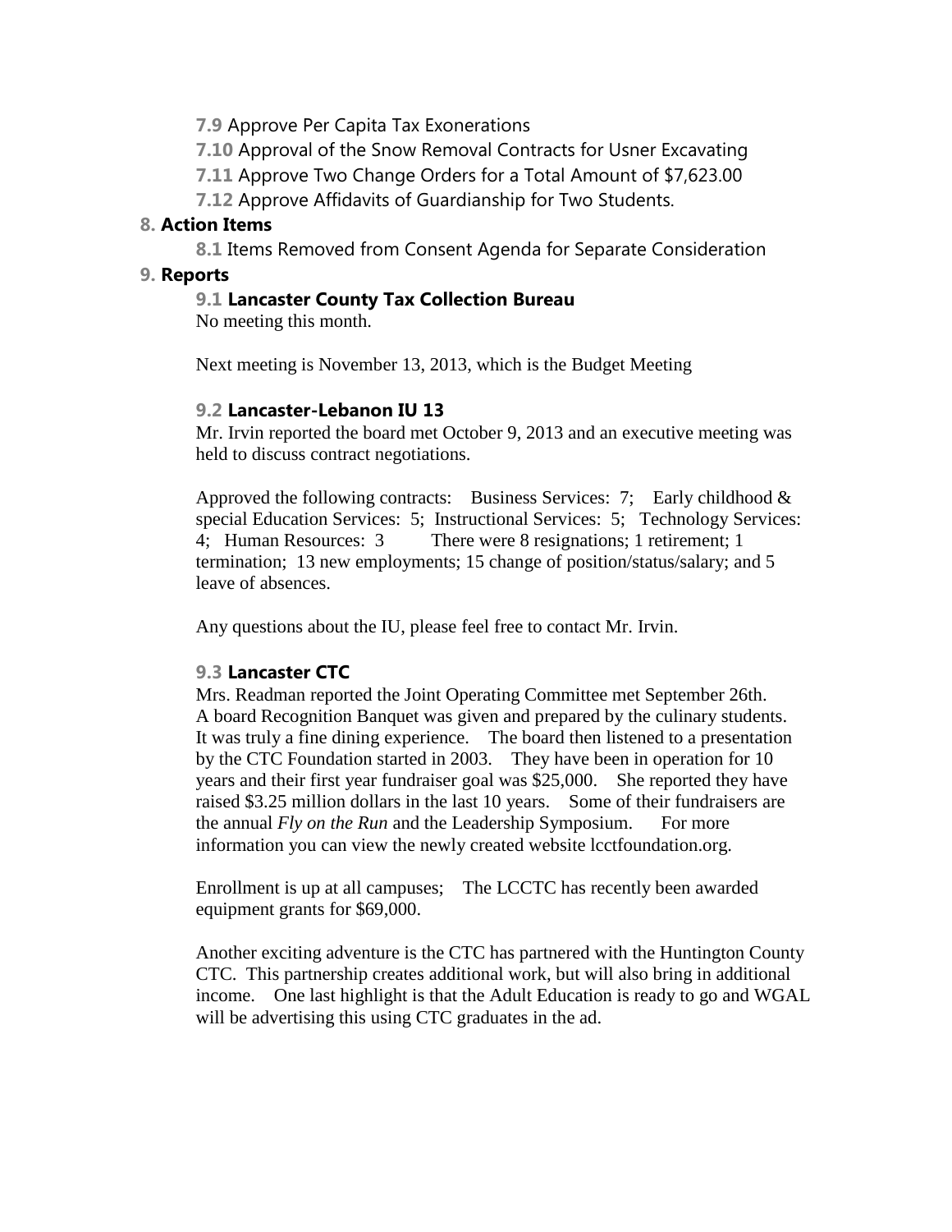**7.9** Approve Per Capita Tax Exonerations

**7.10** Approval of the Snow Removal Contracts for Usner Excavating

**7.11** Approve Two Change Orders for a Total Amount of $7,623.00

**7.12** Approve Affidavits of Guardianship for Two Students.

## 8. Action Items

**8.1** Items Removed from Consent Agenda for Separate Consideration

## 9. Reports

### 9.1 Lancaster County Tax Collection Bureau

No meeting this month.

Next meeting is November 13, 2013, which is the Budget Meeting

### 9.2 Lancaster-Lebanon IU 13

Mr. Irvin reported the board met October 9, 2013 and an executive meeting was held to discuss contract negotiations.

Approved the following contracts: Business Services: 7; Early childhood & special Education Services: 5; Instructional Services: 5; Technology Services: 4; Human Resources: 3 There were 8 resignations; 1 retirement; 1 termination; 13 new employments; 15 change of position/status/salary; and 5 leave of absences.

Any questions about the IU, please feel free to contact Mr. Irvin.

### 9.3 Lancaster CTC

Mrs. Readman reported the Joint Operating Committee met September 26th. A board Recognition Banquet was given and prepared by the culinary students. It was truly a fine dining experience. The board then listened to a presentation by the CTC Foundation started in 2003. They have been in operation for 10 years and their first year fundraiser goal was $25,000. She reported they have raised $3.25 million dollars in the last 10 years. Some of their fundraisers are the annual *Fly on the Run* and the Leadership Symposium. For more information you can view the newly created website lcctfoundation.org.

Enrollment is up at all campuses; The LCCTC has recently been awarded equipment grants for $69,000.

Another exciting adventure is the CTC has partnered with the Huntington County CTC. This partnership creates additional work, but will also bring in additional income. One last highlight is that the Adult Education is ready to go and WGAL will be advertising this using CTC graduates in the ad.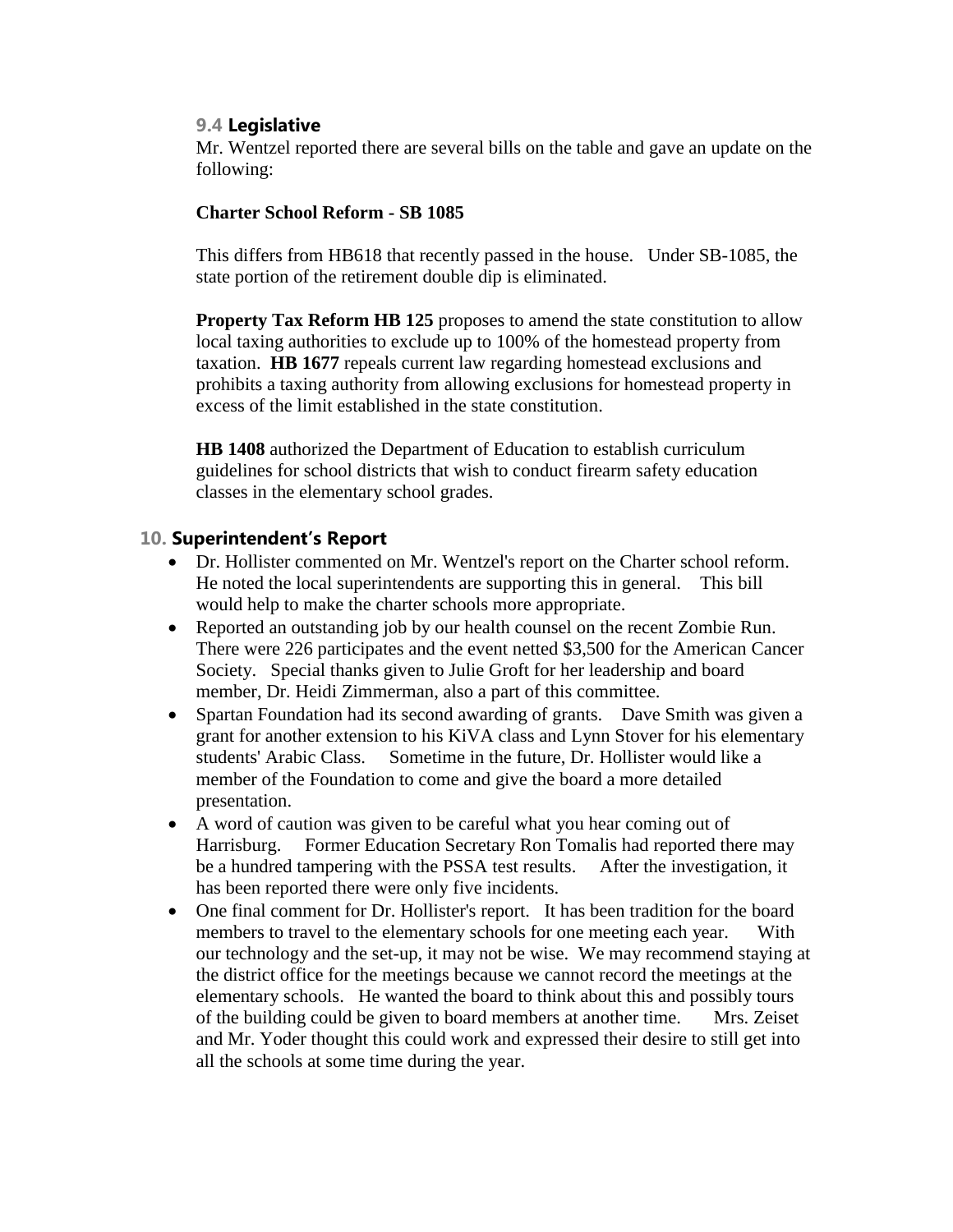### 9.4 Legislative

Mr. Wentzel reported there are several bills on the table and gave an update on the following:

**Charter School Reform - SB 1085**

This differs from HB618 that recently passed in the house. Under SB-1085, the state portion of the retirement double dip is eliminated.

**Property Tax Reform HB 125** proposes to amend the state constitution to allow local taxing authorities to exclude up to 100% of the homestead property from taxation. **HB 1677** repeals current law regarding homestead exclusions and prohibits a taxing authority from allowing exclusions for homestead property in excess of the limit established in the state constitution.

**HB 1408** authorized the Department of Education to establish curriculum guidelines for school districts that wish to conduct firearm safety education classes in the elementary school grades.

## 10. Superintendent's Report

- Dr. Hollister commented on Mr. Wentzel's report on the Charter school reform. He noted the local superintendents are supporting this in general. This bill would help to make the charter schools more appropriate.
- Reported an outstanding job by our health counsel on the recent Zombie Run. There were 226 participates and the event netted $3,500 for the American Cancer Society. Special thanks given to Julie Groft for her leadership and board member, Dr. Heidi Zimmerman, also a part of this committee.
- Spartan Foundation had its second awarding of grants. Dave Smith was given a grant for another extension to his KiVA class and Lynn Stover for his elementary students' Arabic Class. Sometime in the future, Dr. Hollister would like a member of the Foundation to come and give the board a more detailed presentation.
- A word of caution was given to be careful what you hear coming out of Harrisburg. Former Education Secretary Ron Tomalis had reported there may be a hundred tampering with the PSSA test results. After the investigation, it has been reported there were only five incidents.
- One final comment for Dr. Hollister's report. It has been tradition for the board members to travel to the elementary schools for one meeting each year. With our technology and the set-up, it may not be wise. We may recommend staying at the district office for the meetings because we cannot record the meetings at the elementary schools. He wanted the board to think about this and possibly tours of the building could be given to board members at another time. Mrs. Zeiset and Mr. Yoder thought this could work and expressed their desire to still get into all the schools at some time during the year.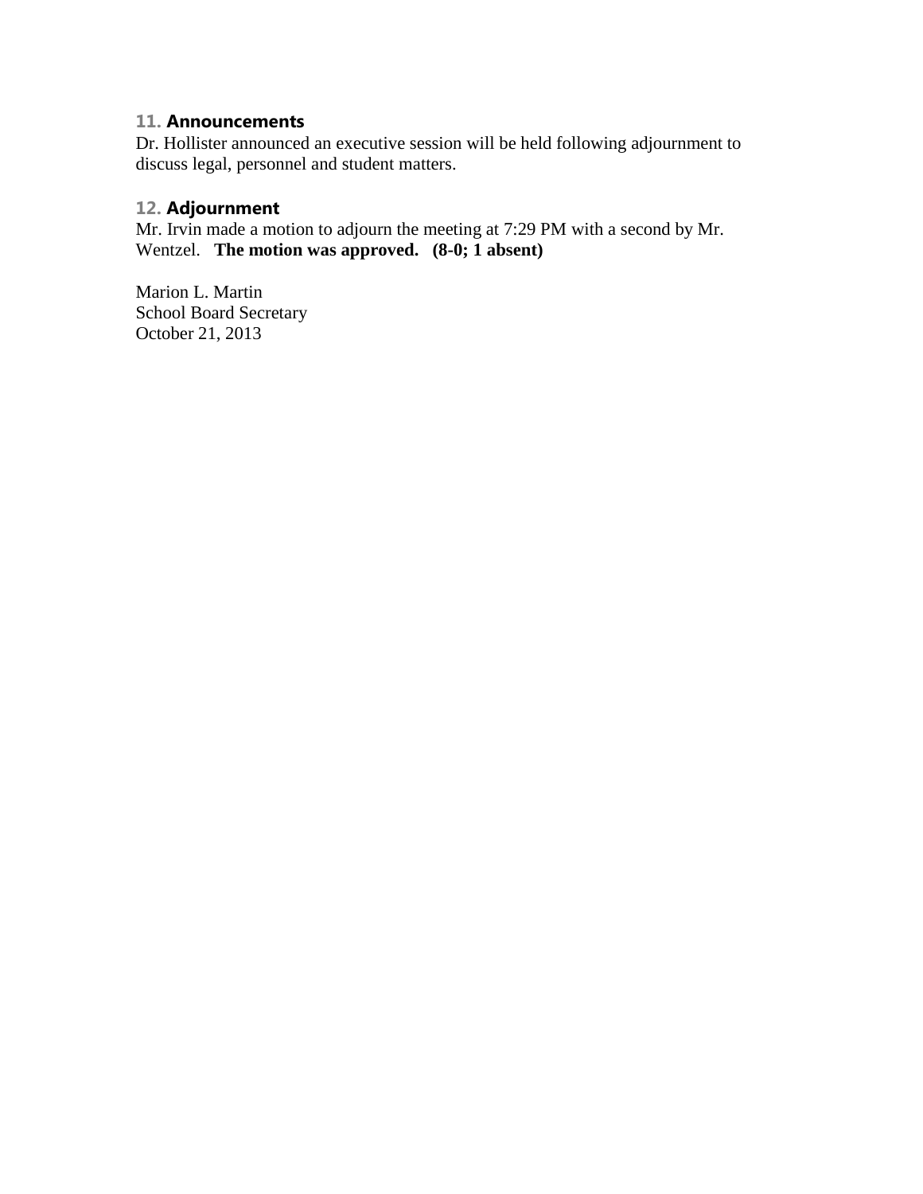## 11. Announcements

Dr. Hollister announced an executive session will be held following adjournment to discuss legal, personnel and student matters.

## 12. Adjournment

Mr. Irvin made a motion to adjourn the meeting at 7:29 PM with a second by Mr. Wentzel. **The motion was approved. (8-0; 1 absent)**

Marion L. Martin
School Board Secretary
October 21, 2013